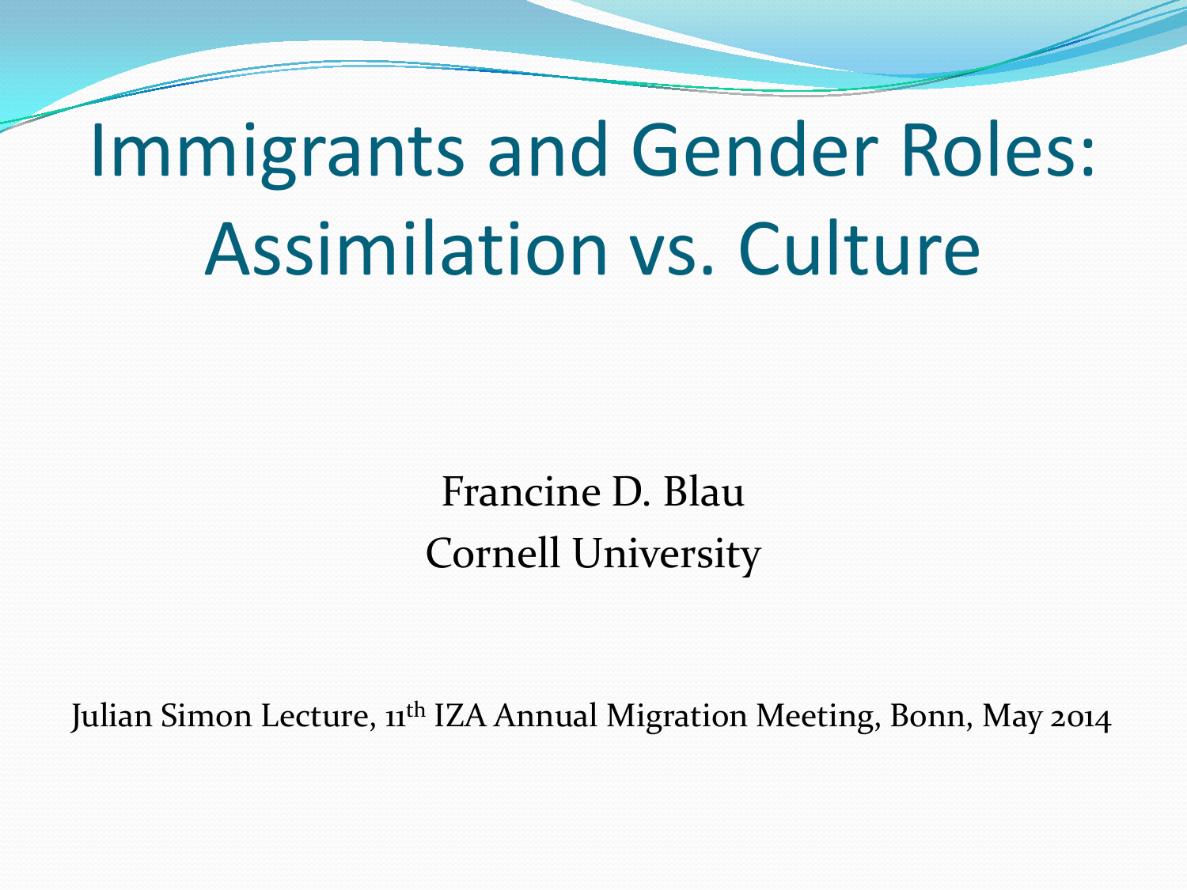# Immigrants and Gender Roles: Assimilation vs. Culture

Francine D. Blau

Cornell University

Julian Simon Lecture, 11th IZA Annual Migration Meeting, Bonn, May 2014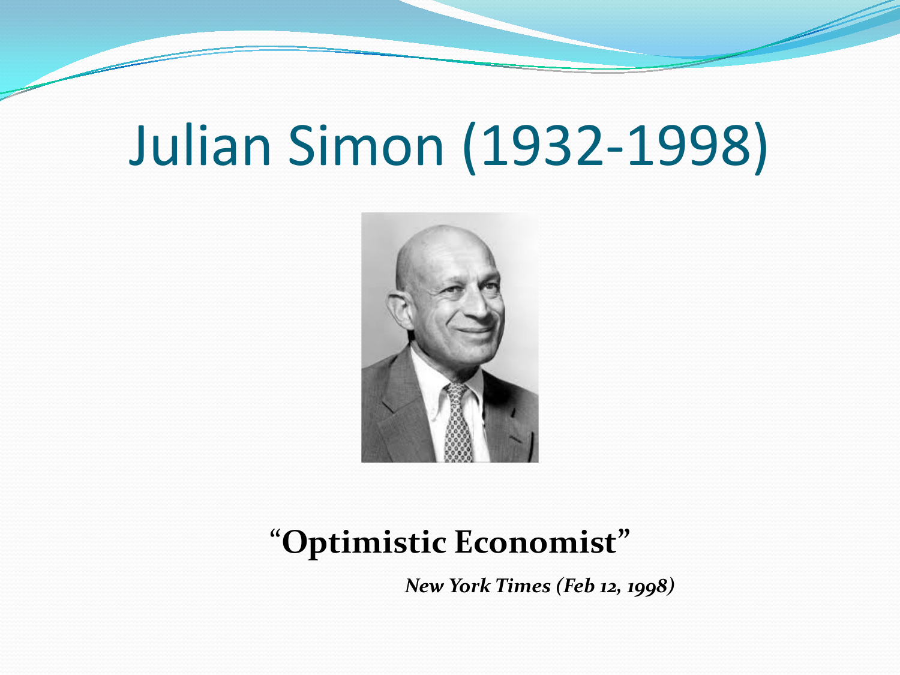# Julian Simon (1932-1998)

**“Optimistic Economist”**

***New York Times (Feb 12, 1998)***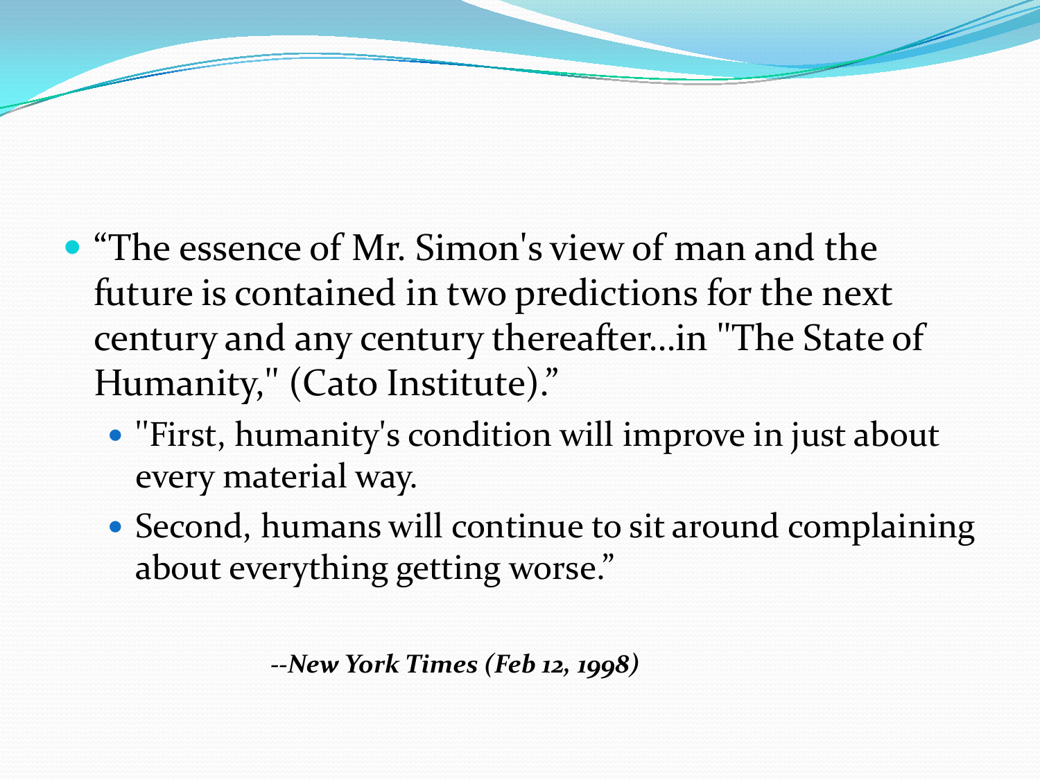- “The essence of Mr. Simon's view of man and the future is contained in two predictions for the next century and any century thereafter…in "The State of Humanity," (Cato Institute).”
  - "First, humanity's condition will improve in just about every material way.
  - Second, humans will continue to sit around complaining about everything getting worse.”

--***New York Times (Feb 12, 1998)***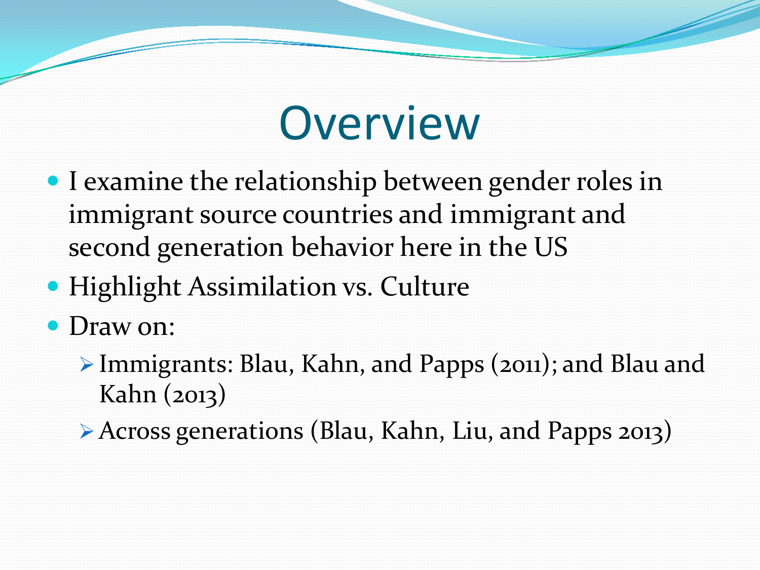# Overview

- I examine the relationship between gender roles in immigrant source countries and immigrant and second generation behavior here in the US
- Highlight Assimilation vs. Culture
- Draw on:
  - Immigrants: Blau, Kahn, and Papps (2011); and Blau and Kahn (2013)
  - Across generations (Blau, Kahn, Liu, and Papps 2013)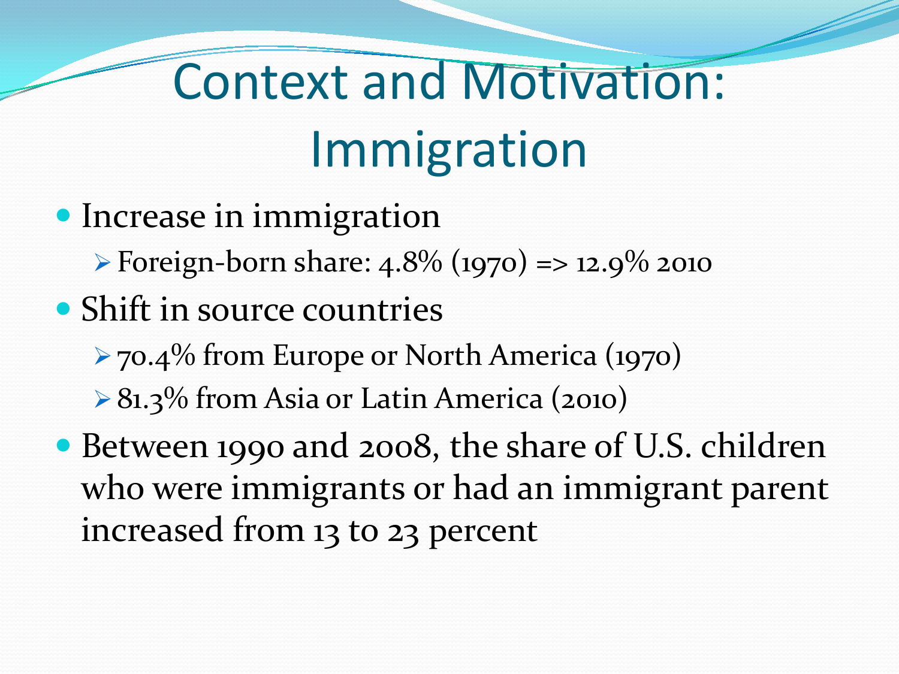# Context and Motivation: Immigration

- Increase in immigration
  - Foreign-born share: 4.8% (1970) => 12.9% 2010
- Shift in source countries
  - 70.4% from Europe or North America (1970)
  - 81.3% from Asia or Latin America (2010)
- Between 1990 and 2008, the share of U.S. children who were immigrants or had an immigrant parent increased from 13 to 23 percent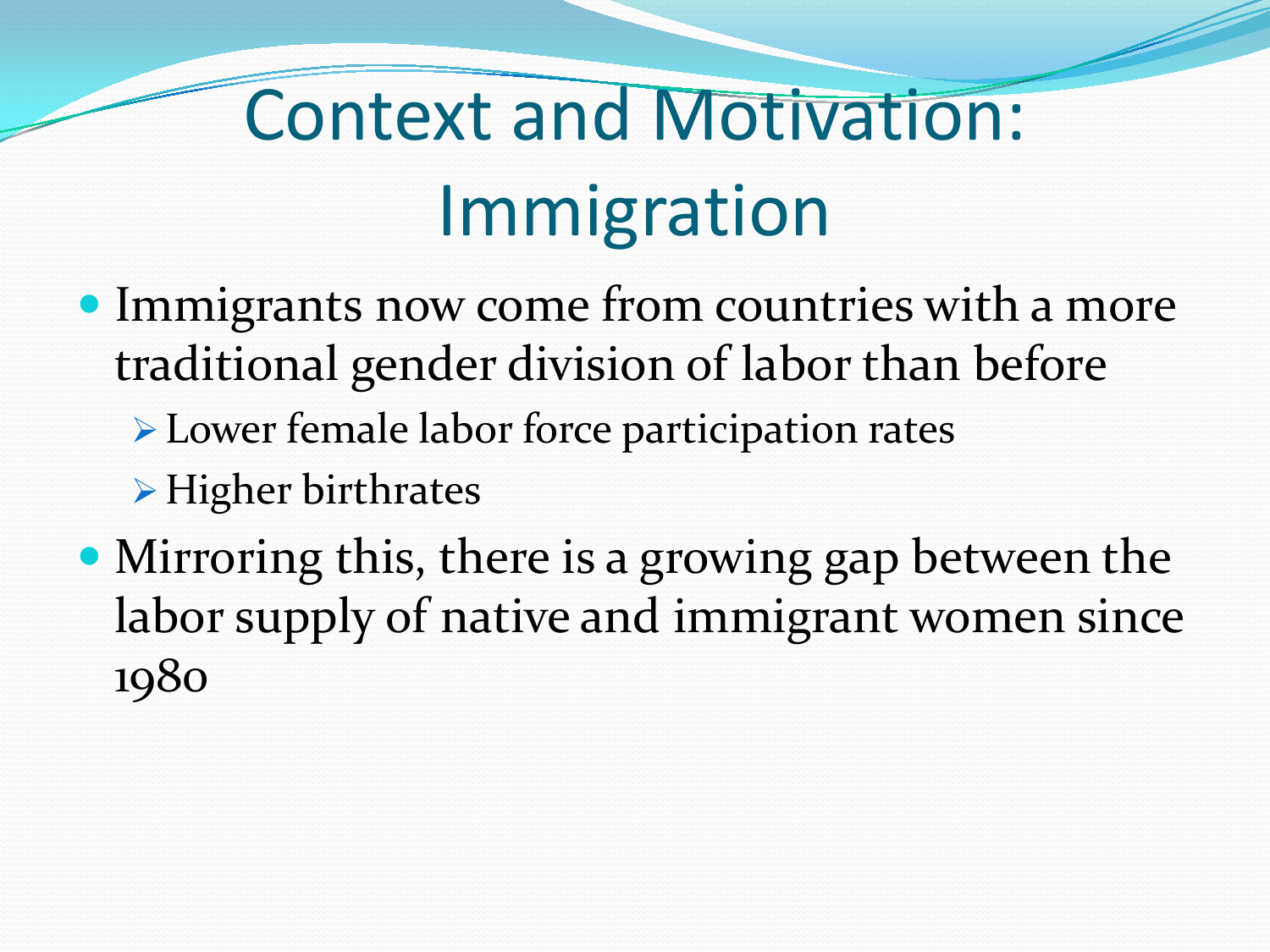# Context and Motivation: Immigration

- Immigrants now come from countries with a more traditional gender division of labor than before
  - Lower female labor force participation rates
  - Higher birthrates
- Mirroring this, there is a growing gap between the labor supply of native and immigrant women since 1980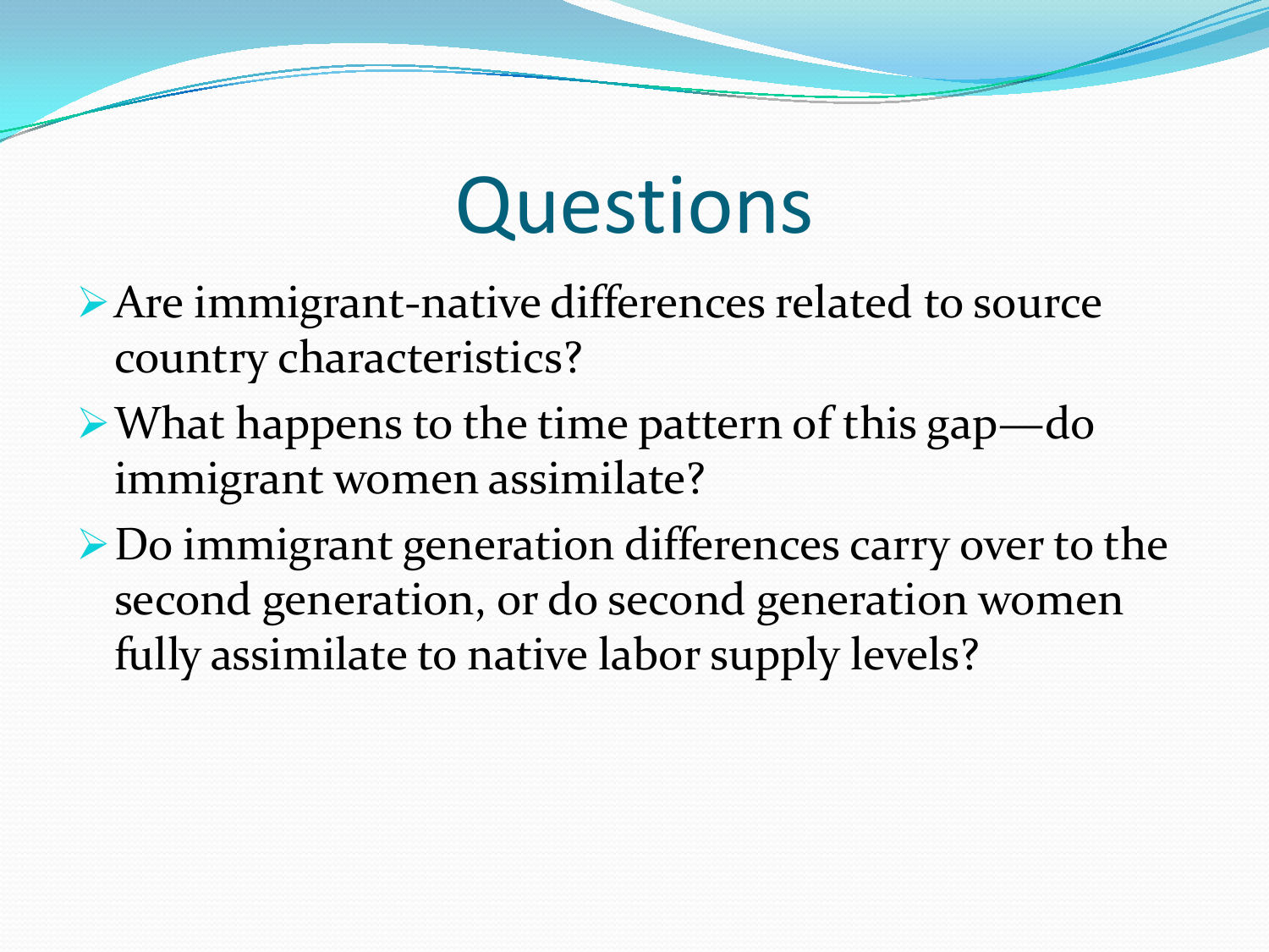# Questions

- Are immigrant-native differences related to source country characteristics?
- What happens to the time pattern of this gap—do immigrant women assimilate?
- Do immigrant generation differences carry over to the second generation, or do second generation women fully assimilate to native labor supply levels?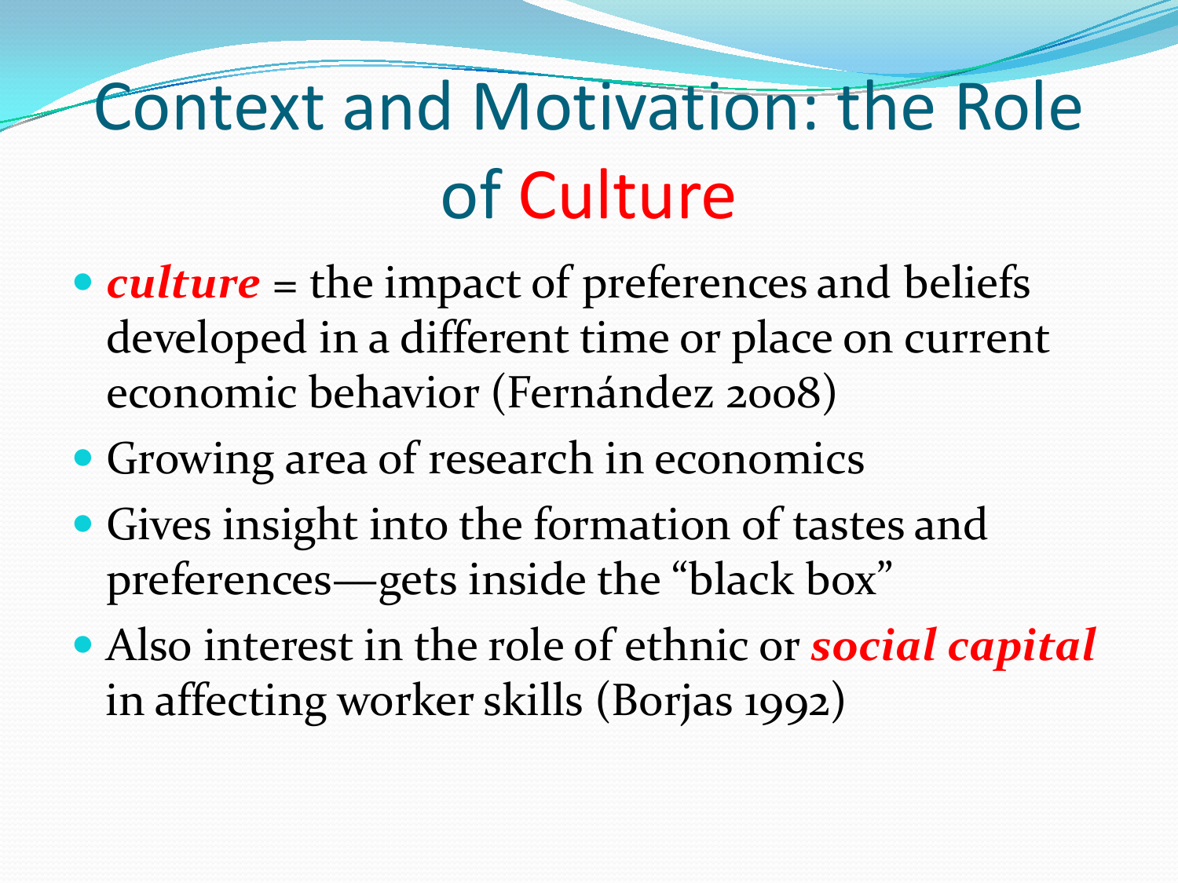# Context and Motivation: the Role of Culture

- ***culture*** = the impact of preferences and beliefs developed in a different time or place on current economic behavior (Fernández 2008)
- Growing area of research in economics
- Gives insight into the formation of tastes and preferences—gets inside the "black box"
- Also interest in the role of ethnic or ***social capital*** in affecting worker skills (Borjas 1992)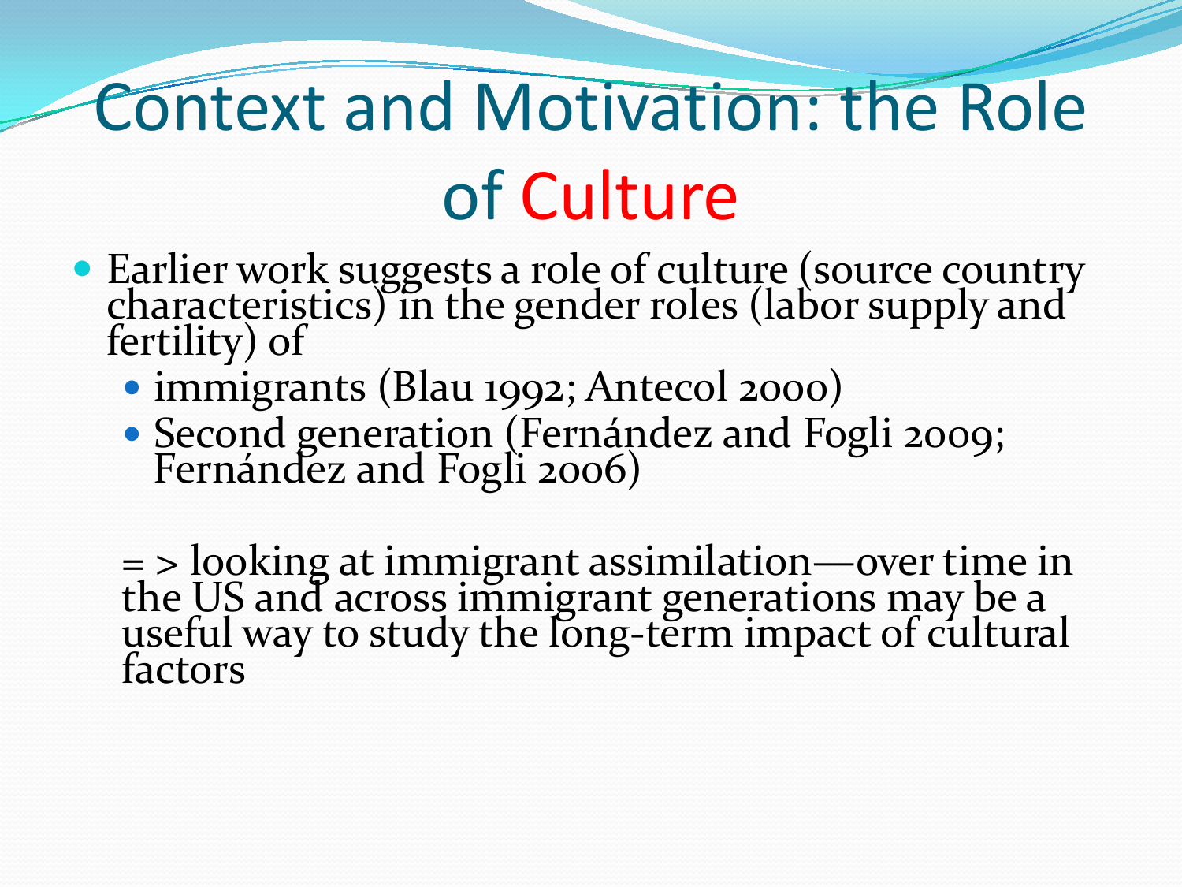# Context and Motivation: the Role of Culture

- Earlier work suggests a role of culture (source country characteristics) in the gender roles (labor supply and fertility) of
  - immigrants (Blau 1992; Antecol 2000)
  - Second generation (Fernández and Fogli 2009; Fernández and Fogli 2006)

=> looking at immigrant assimilation—over time in the US and across immigrant generations may be a useful way to study the long-term impact of cultural factors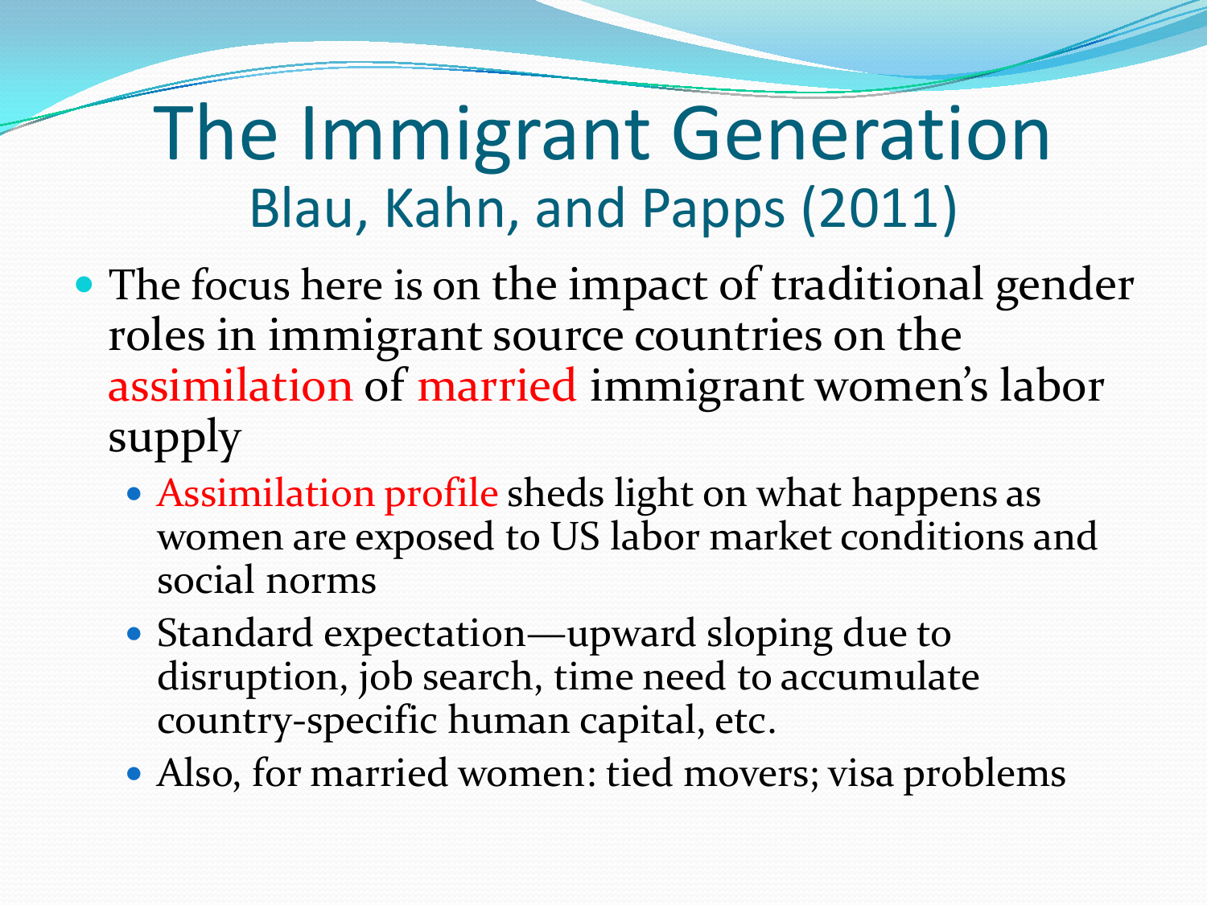# The Immigrant Generation

## Blau, Kahn, and Papps (2011)

- The focus here is on the impact of traditional gender roles in immigrant source countries on the assimilation of married immigrant women's labor supply
  - Assimilation profile sheds light on what happens as women are exposed to US labor market conditions and social norms
  - Standard expectation—upward sloping due to disruption, job search, time need to accumulate country-specific human capital, etc.
  - Also, for married women: tied movers; visa problems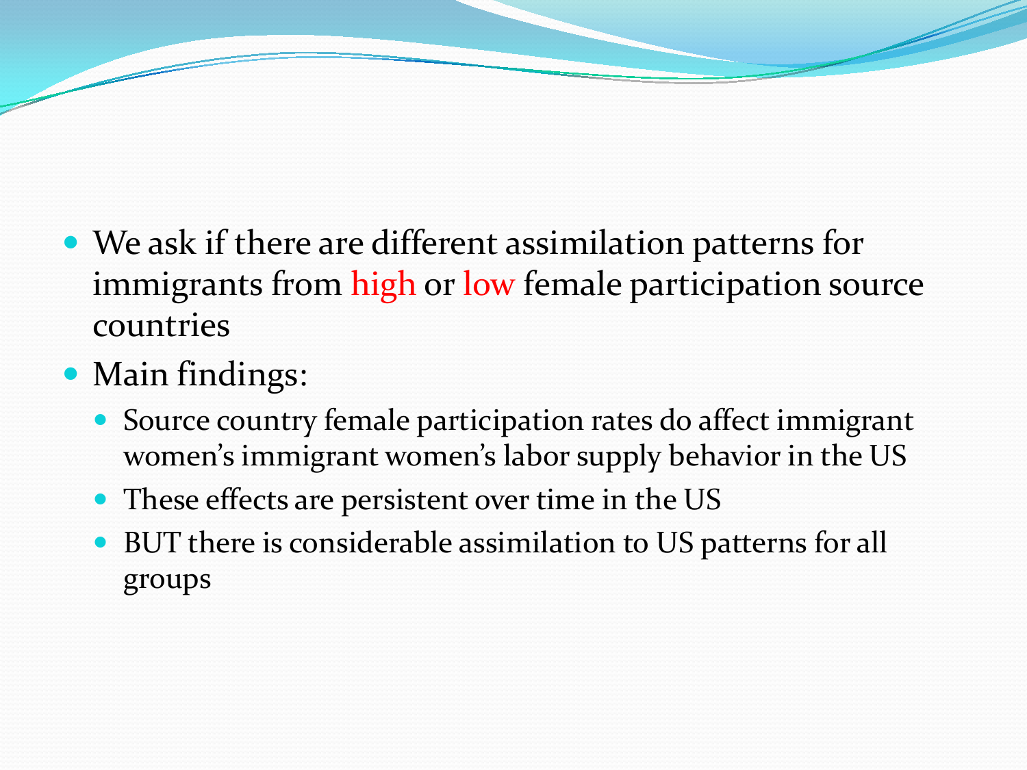- We ask if there are different assimilation patterns for immigrants from high or low female participation source countries
- Main findings:
  - Source country female participation rates do affect immigrant women's immigrant women's labor supply behavior in the US
  - These effects are persistent over time in the US
  - BUT there is considerable assimilation to US patterns for all groups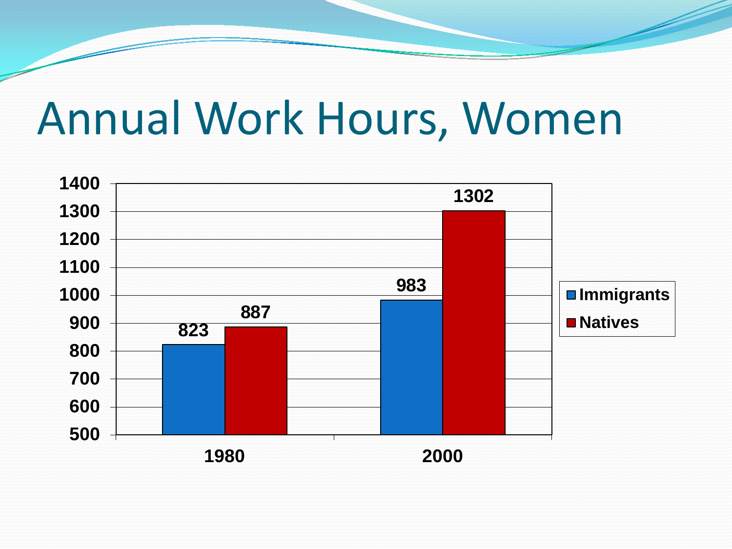# Annual Work Hours, Women

| | Immigrants | Natives |
| --- | --- | --- |
| 1980 | 823 | 887 |
| 2000 | 983 | 1302 |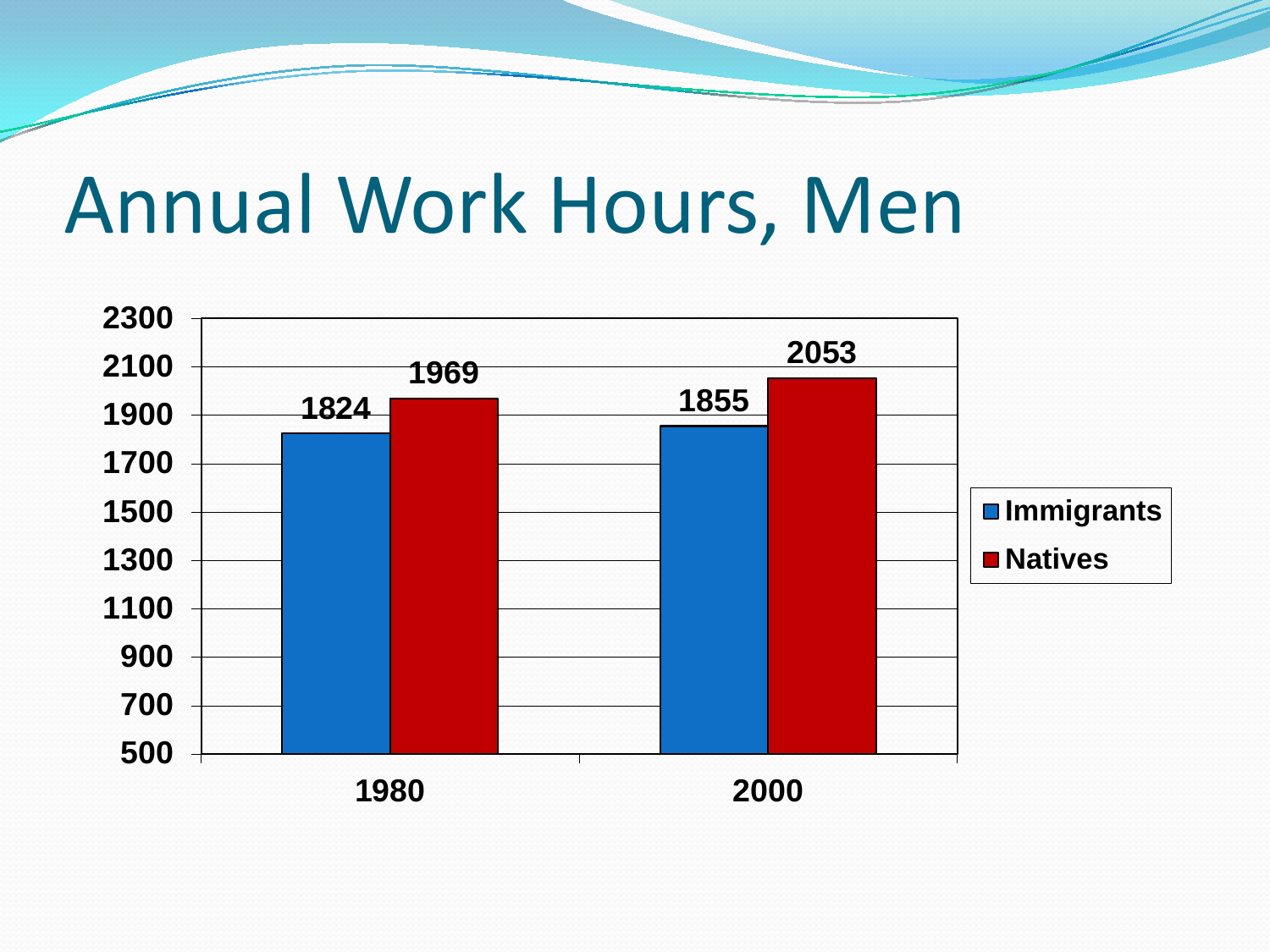# Annual Work Hours, Men

| | Immigrants | Natives |
|---|---|---|
| 1980 | 1824 | 1969 |
| 2000 | 1855 | 2053 |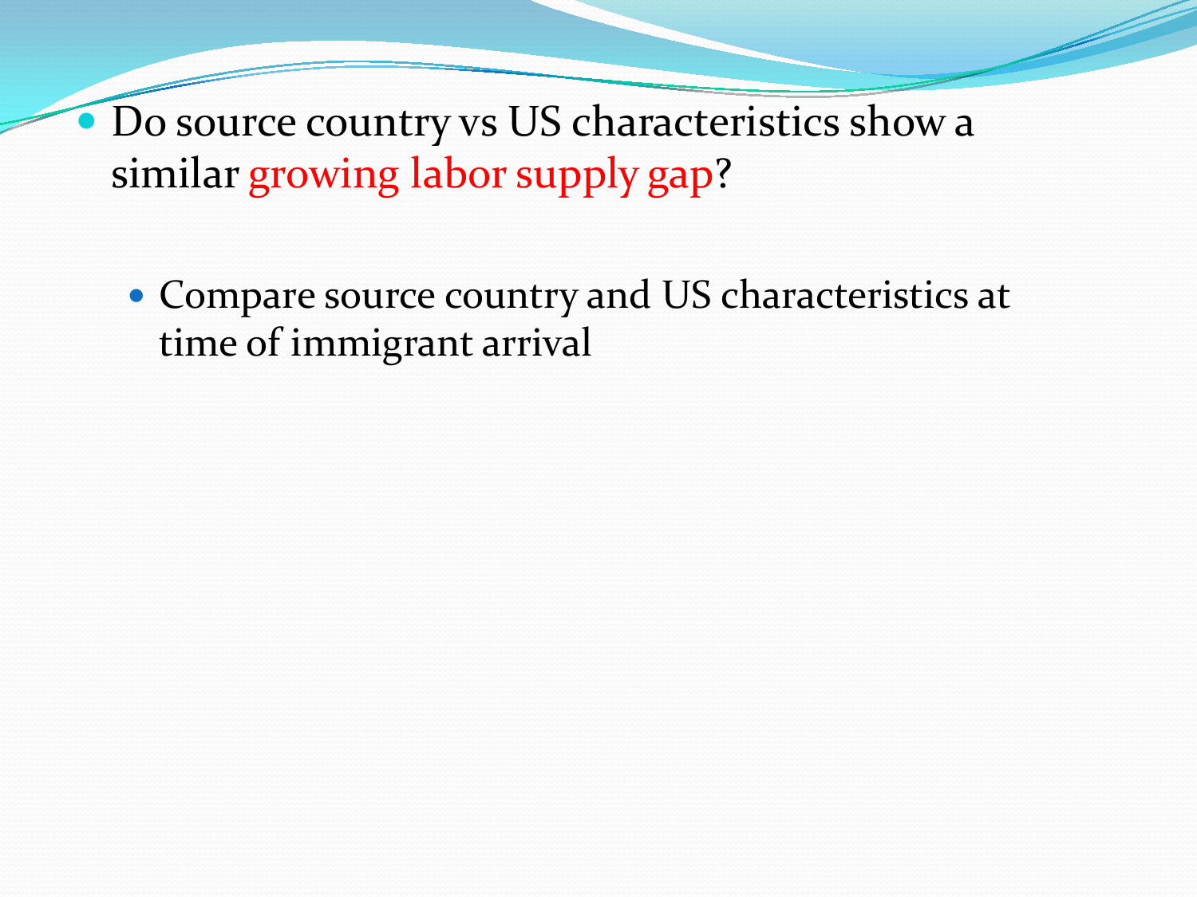- Do source country vs US characteristics show a similar growing labor supply gap?

  - Compare source country and US characteristics at time of immigrant arrival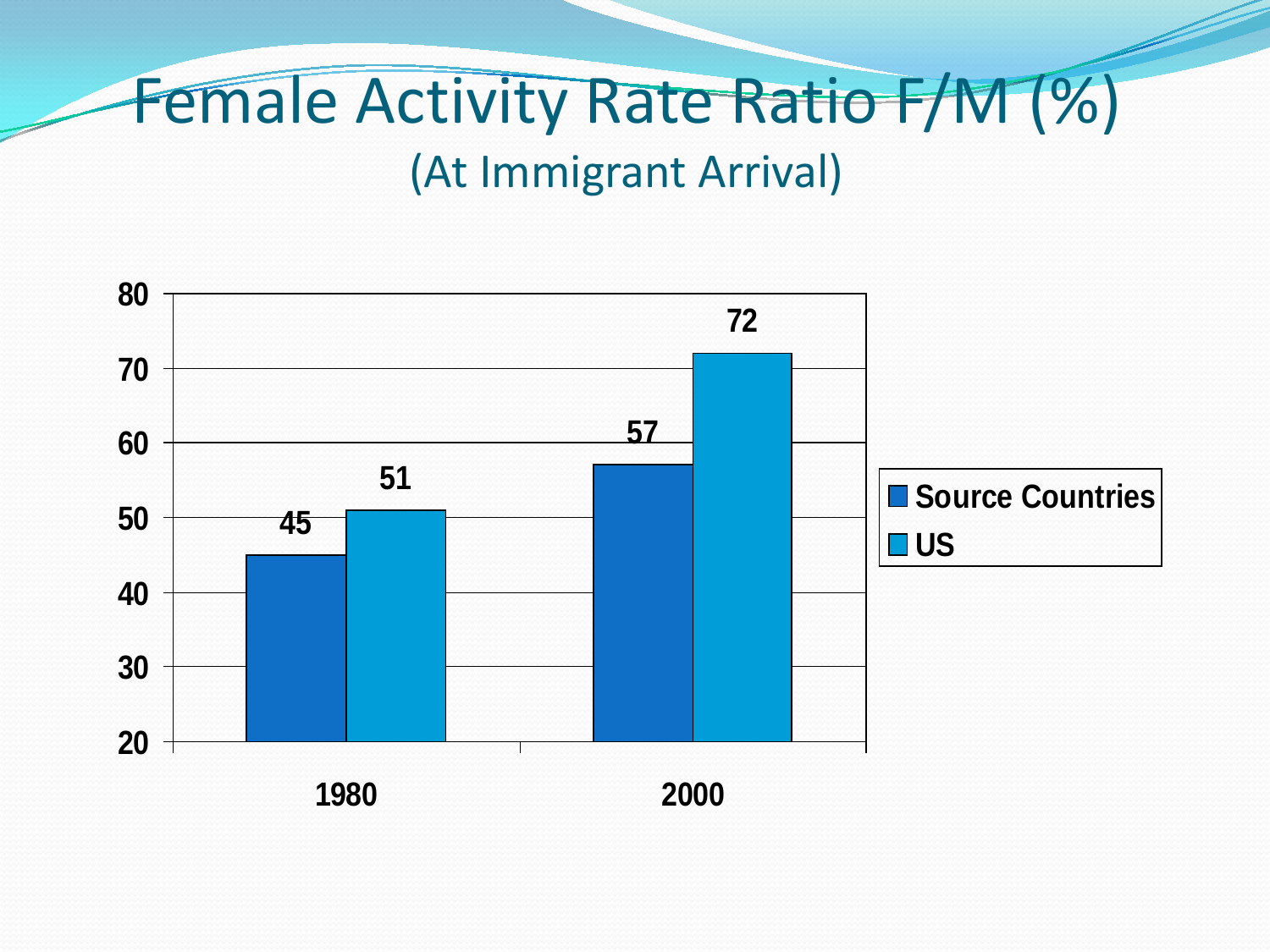# Female Activity Rate Ratio F/M (%)

(At Immigrant Arrival)

| | Source Countries | US |
|---|---|---|
| 1980 | 45 | 51 |
| 2000 | 57 | 72 |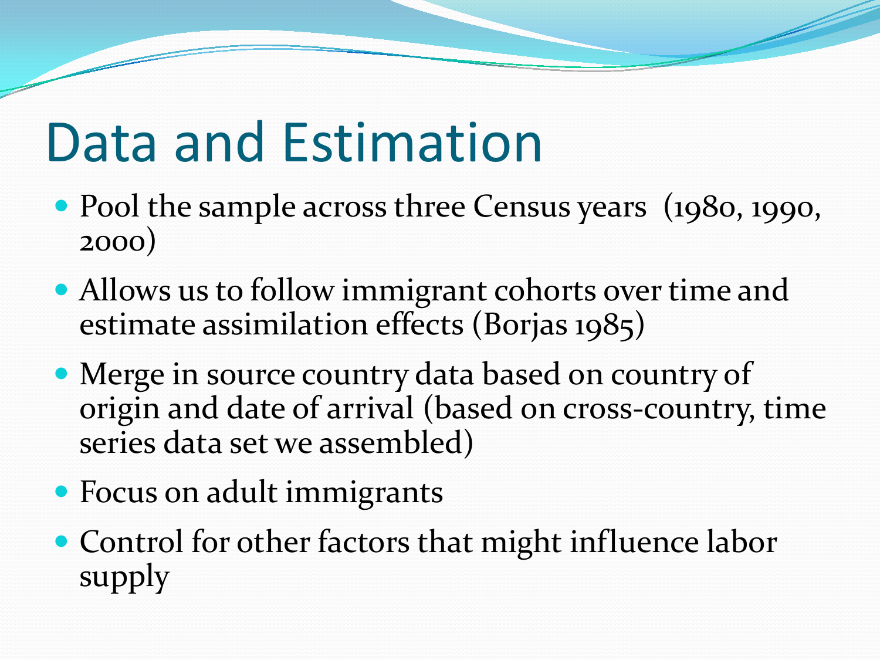# Data and Estimation

- Pool the sample across three Census years (1980, 1990, 2000)
- Allows us to follow immigrant cohorts over time and estimate assimilation effects (Borjas 1985)
- Merge in source country data based on country of origin and date of arrival (based on cross-country, time series data set we assembled)
- Focus on adult immigrants
- Control for other factors that might influence labor supply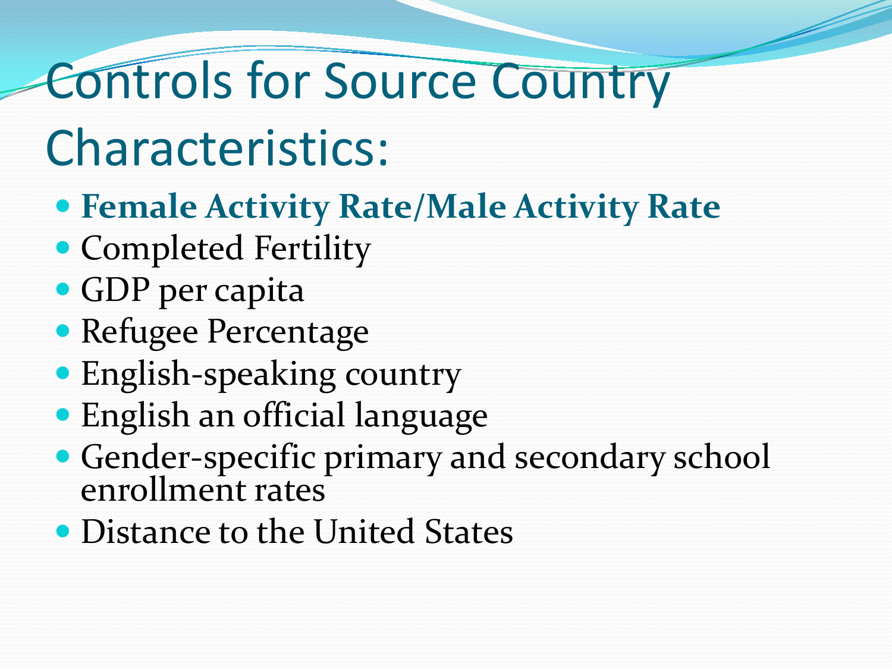# Controls for Source Country Characteristics:

- **Female Activity Rate/Male Activity Rate**
- Completed Fertility
- GDP per capita
- Refugee Percentage
- English-speaking country
- English an official language
- Gender-specific primary and secondary school enrollment rates
- Distance to the United States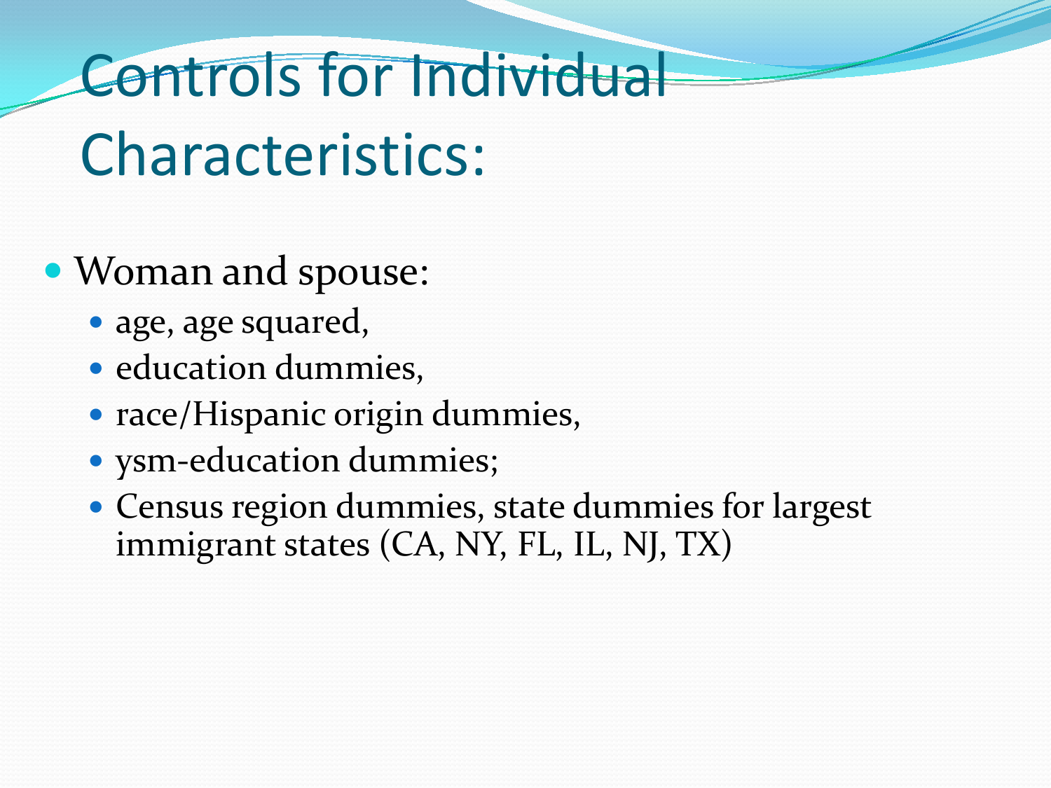# Controls for Individual Characteristics:

- Woman and spouse:
  - age, age squared,
  - education dummies,
  - race/Hispanic origin dummies,
  - ysm-education dummies;
  - Census region dummies, state dummies for largest immigrant states (CA, NY, FL, IL, NJ, TX)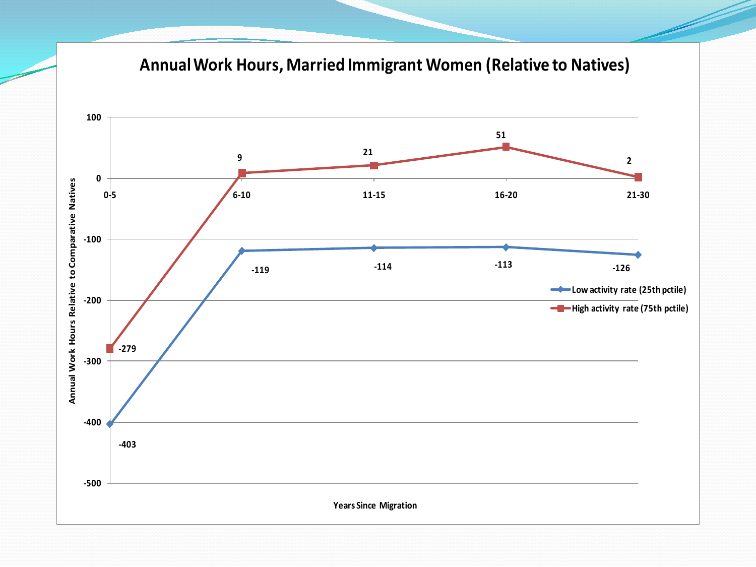# Annual Work Hours, Married Immigrant Women (Relative to Natives)

| Years Since Migration | Low activity rate (25th pctile) | High activity rate (75th pctile) |
| --- | --- | --- |
| 0-5 | -403 | -279 |
| 6-10 | -119 | 9 |
| 11-15 | -114 | 21 |
| 16-20 | -113 | 51 |
| 21-30 | -126 | 2 |

Y-axis: Annual Work Hours Relative to Comparative Natives

X-axis: Years Since Migration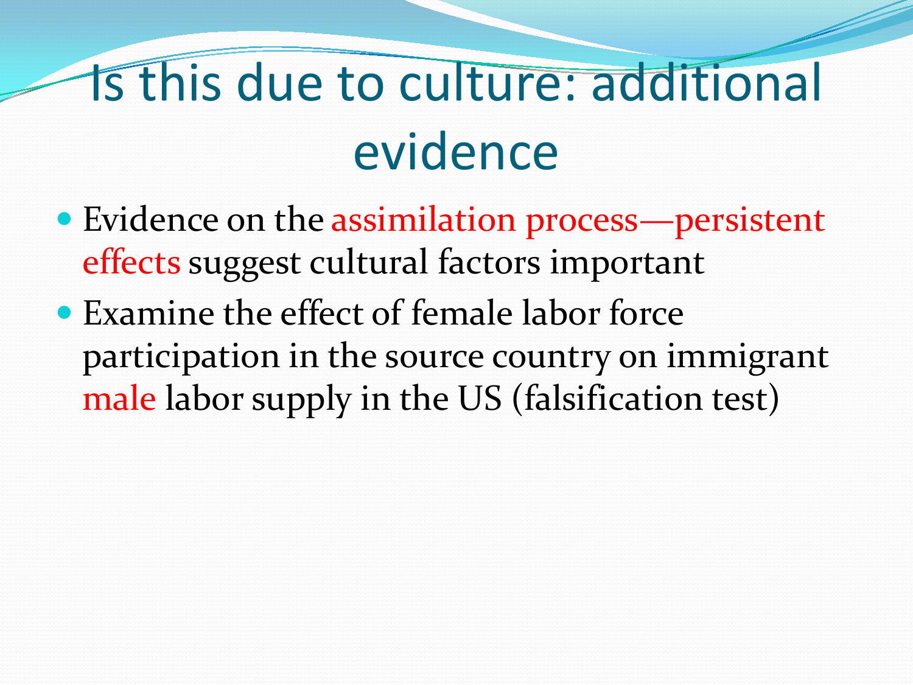# Is this due to culture: additional evidence

- Evidence on the assimilation process—persistent effects suggest cultural factors important
- Examine the effect of female labor force participation in the source country on immigrant male labor supply in the US (falsification test)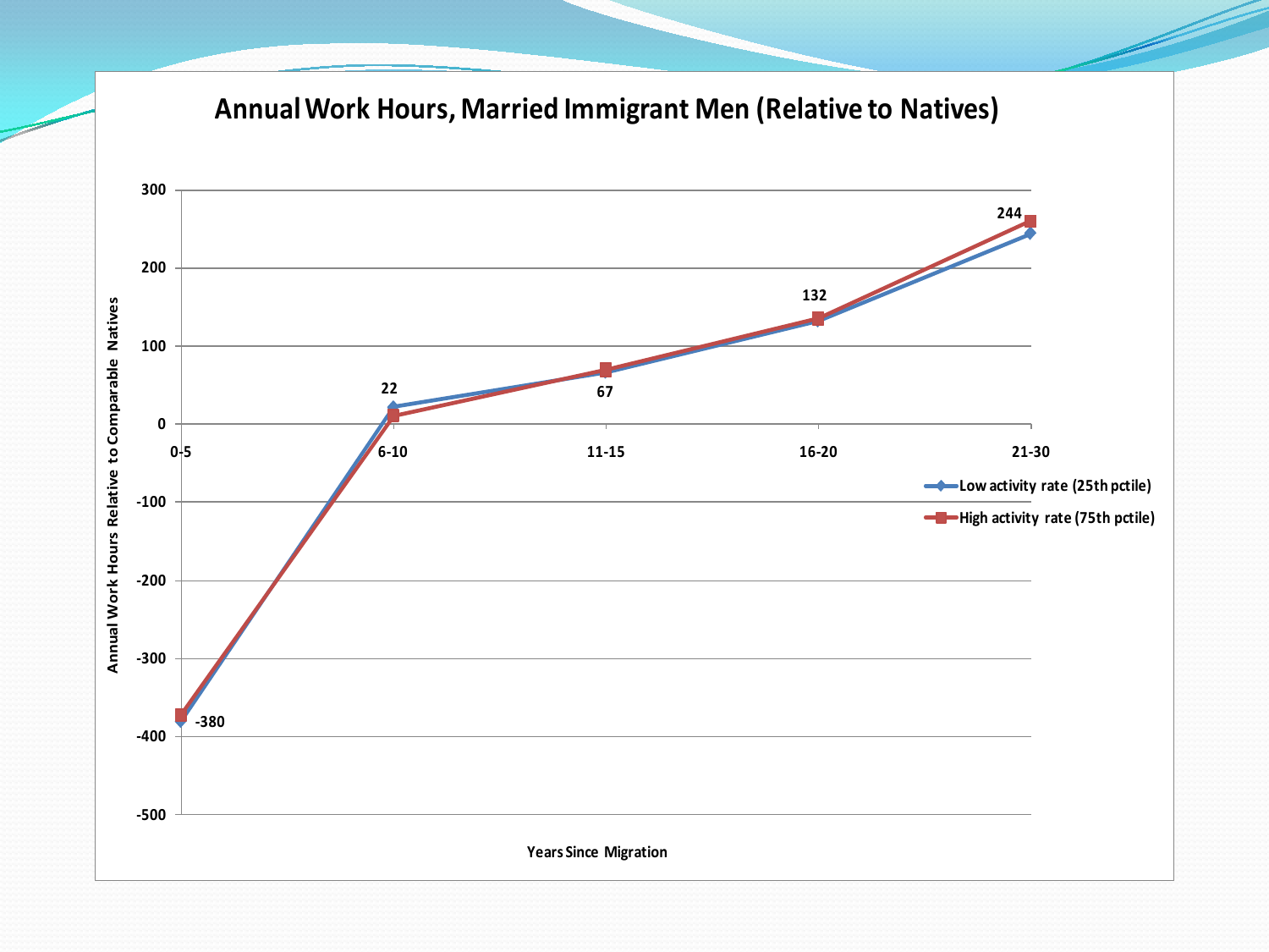## Annual Work Hours, Married Immigrant Men (Relative to Natives)

| Years Since Migration | Low activity rate (25th pctile) | High activity rate (75th pctile) |
|---|---|---|
| 0-5 | -380 | |
| 6-10 | 22 | |
| 11-15 | 67 | |
| 16-20 | 132 | |
| 21-30 | 244 | |

Annual Work Hours Relative to Comparable Natives

Years Since Migration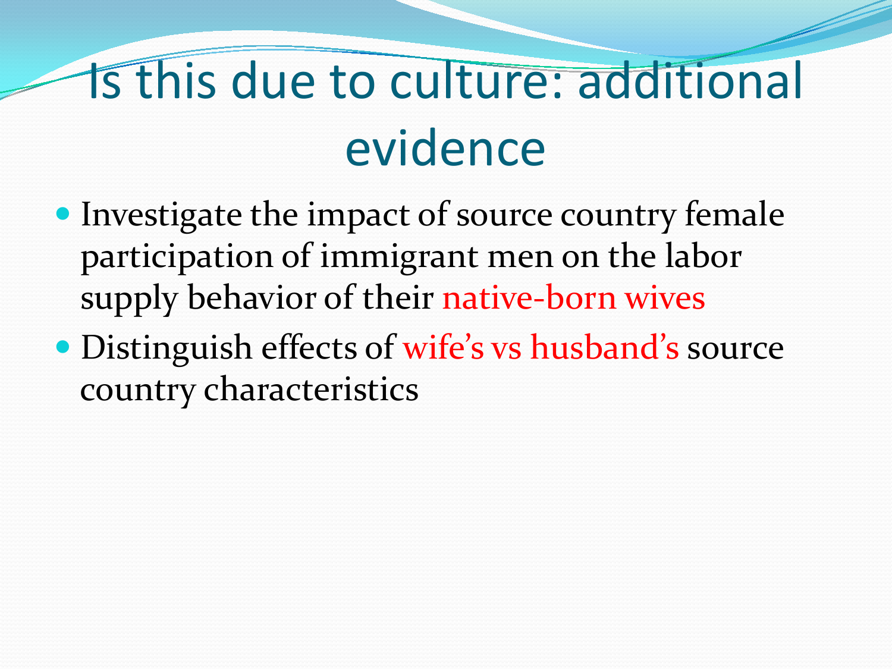# Is this due to culture: additional evidence

- Investigate the impact of source country female participation of immigrant men on the labor supply behavior of their native-born wives
- Distinguish effects of wife's vs husband's source country characteristics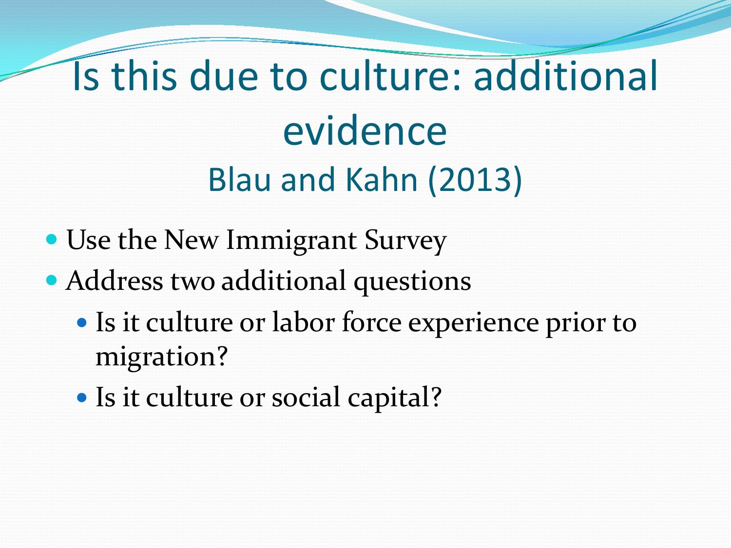# Is this due to culture: additional evidence

## Blau and Kahn (2013)

- Use the New Immigrant Survey
- Address two additional questions
  - Is it culture or labor force experience prior to migration?
  - Is it culture or social capital?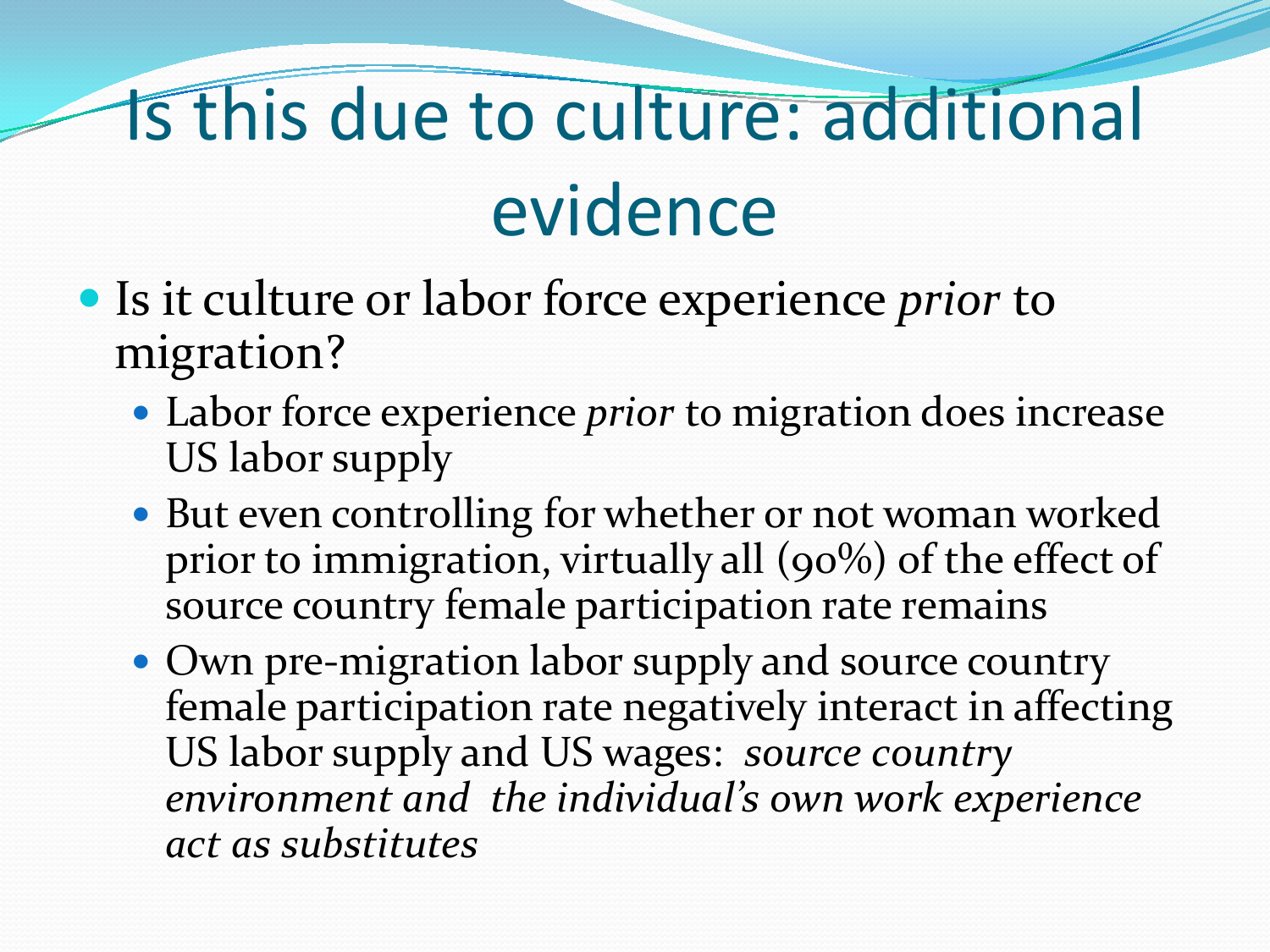# Is this due to culture: additional evidence

- Is it culture or labor force experience *prior* to migration?
  - Labor force experience *prior* to migration does increase US labor supply
  - But even controlling for whether or not woman worked prior to immigration, virtually all (90%) of the effect of source country female participation rate remains
  - Own pre-migration labor supply and source country female participation rate negatively interact in affecting US labor supply and US wages: *source country environment and the individual's own work experience act as substitutes*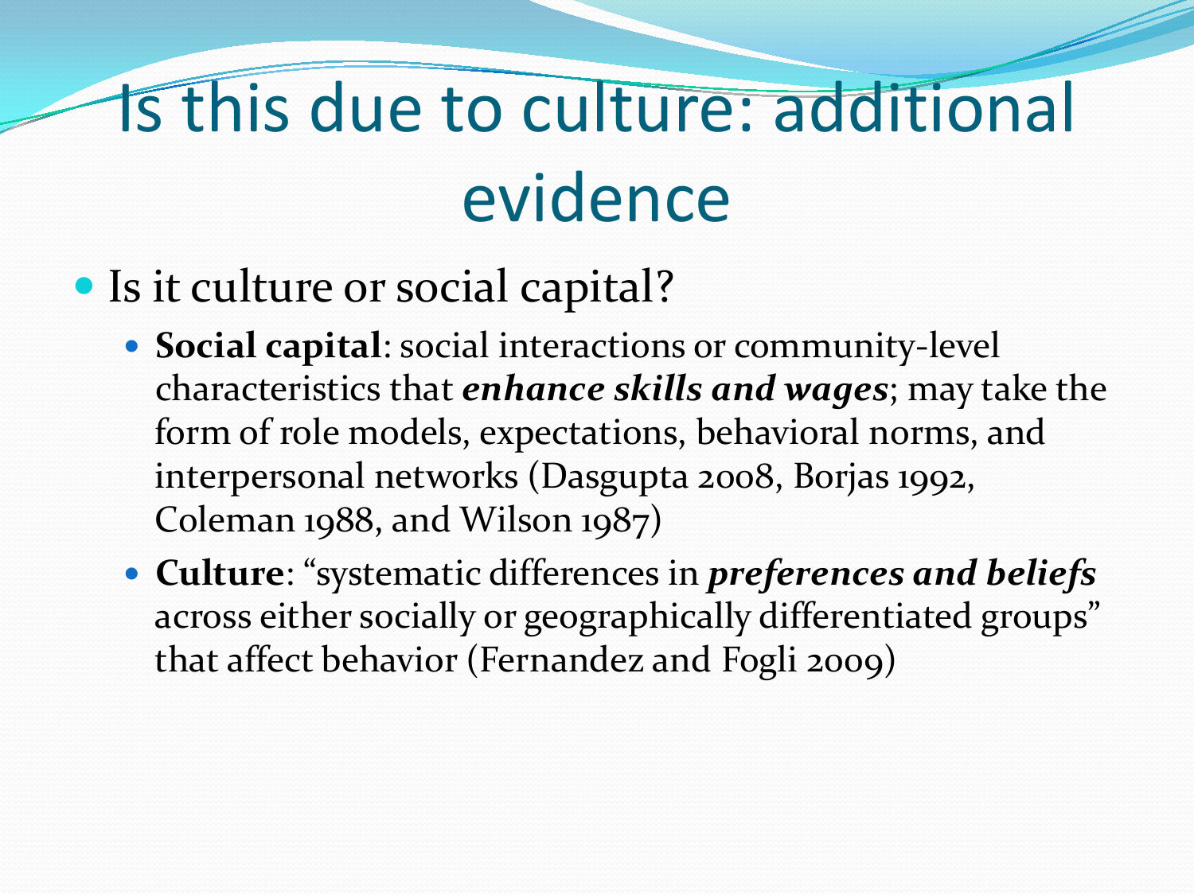# Is this due to culture: additional evidence

- Is it culture or social capital?
  - **Social capital**: social interactions or community-level characteristics that ***enhance skills and wages***; may take the form of role models, expectations, behavioral norms, and interpersonal networks (Dasgupta 2008, Borjas 1992, Coleman 1988, and Wilson 1987)
  - **Culture**: "systematic differences in ***preferences and beliefs*** across either socially or geographically differentiated groups" that affect behavior (Fernandez and Fogli 2009)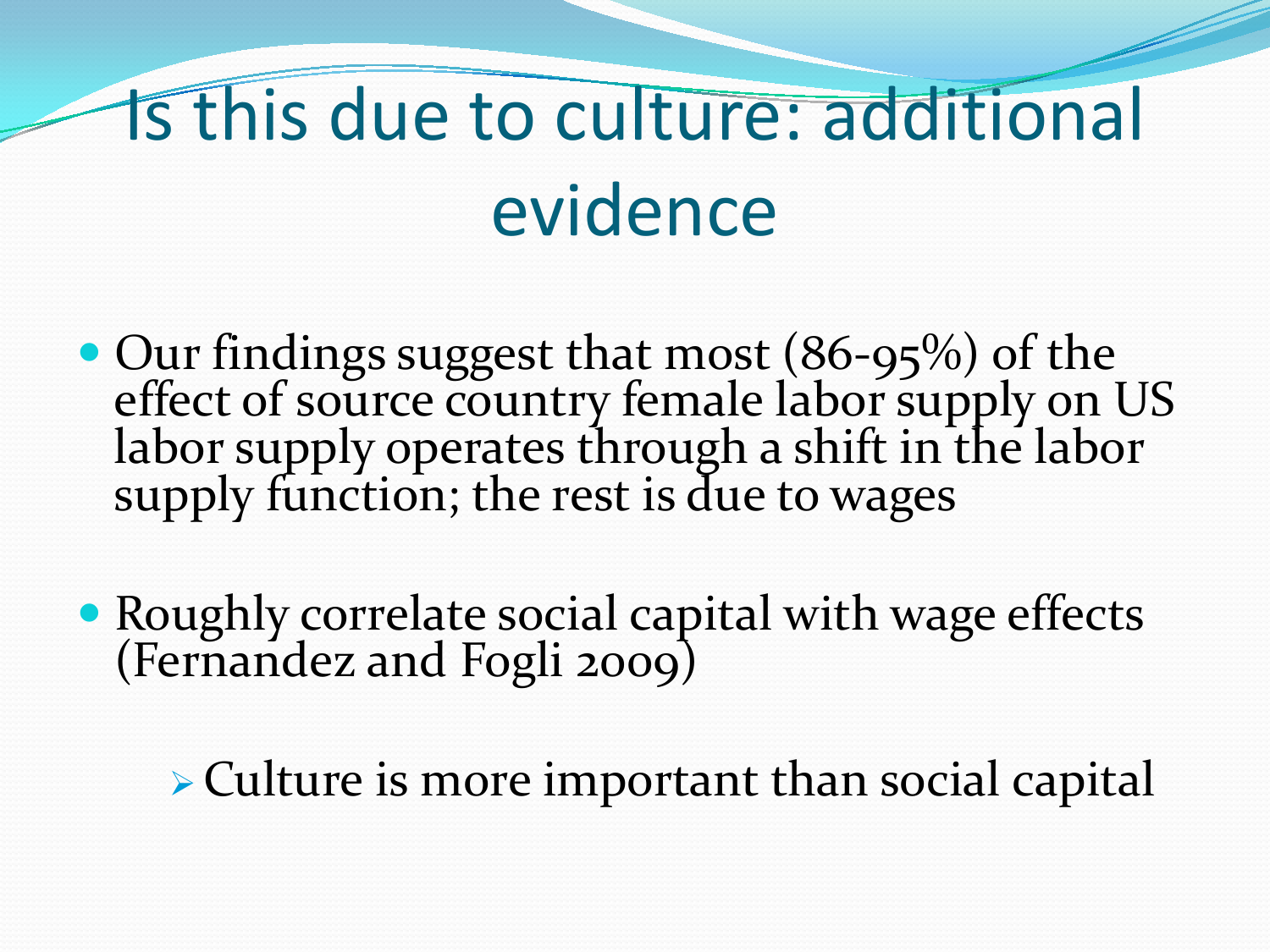# Is this due to culture: additional evidence

- Our findings suggest that most (86-95%) of the effect of source country female labor supply on US labor supply operates through a shift in the labor supply function; the rest is due to wages

- Roughly correlate social capital with wage effects (Fernandez and Fogli 2009)

  - Culture is more important than social capital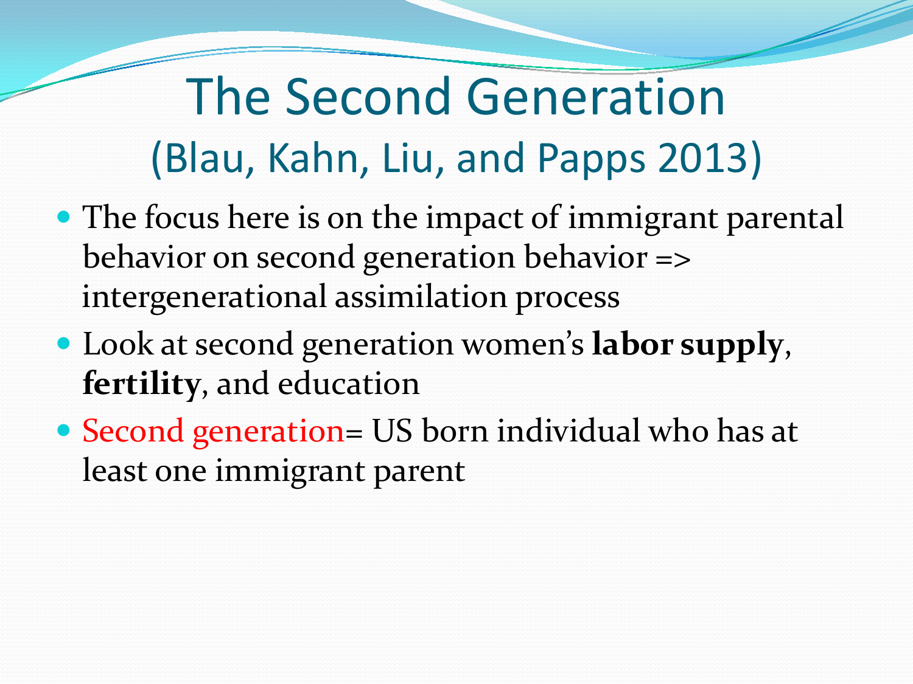# The Second Generation (Blau, Kahn, Liu, and Papps 2013)

- The focus here is on the impact of immigrant parental behavior on second generation behavior => intergenerational assimilation process
- Look at second generation women's **labor supply**, **fertility**, and education
- Second generation= US born individual who has at least one immigrant parent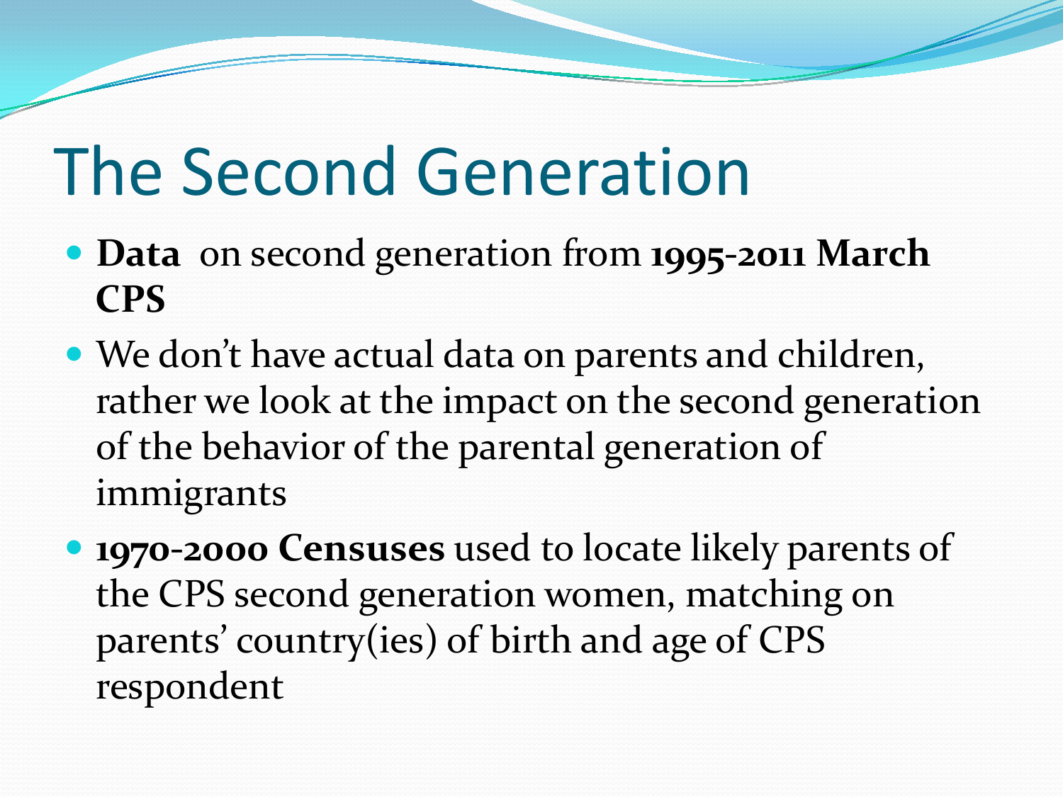# The Second Generation

- **Data** on second generation from **1995-2011 March CPS**
- We don't have actual data on parents and children, rather we look at the impact on the second generation of the behavior of the parental generation of immigrants
- **1970-2000 Censuses** used to locate likely parents of the CPS second generation women, matching on parents' country(ies) of birth and age of CPS respondent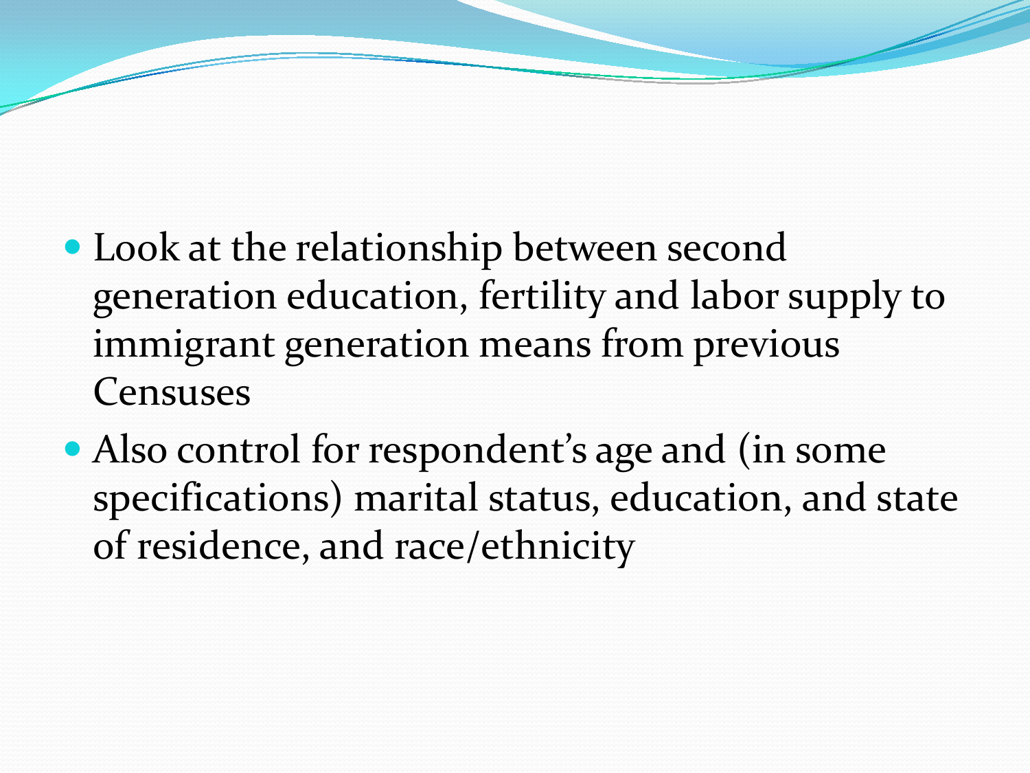- Look at the relationship between second generation education, fertility and labor supply to immigrant generation means from previous Censuses
- Also control for respondent's age and (in some specifications) marital status, education, and state of residence, and race/ethnicity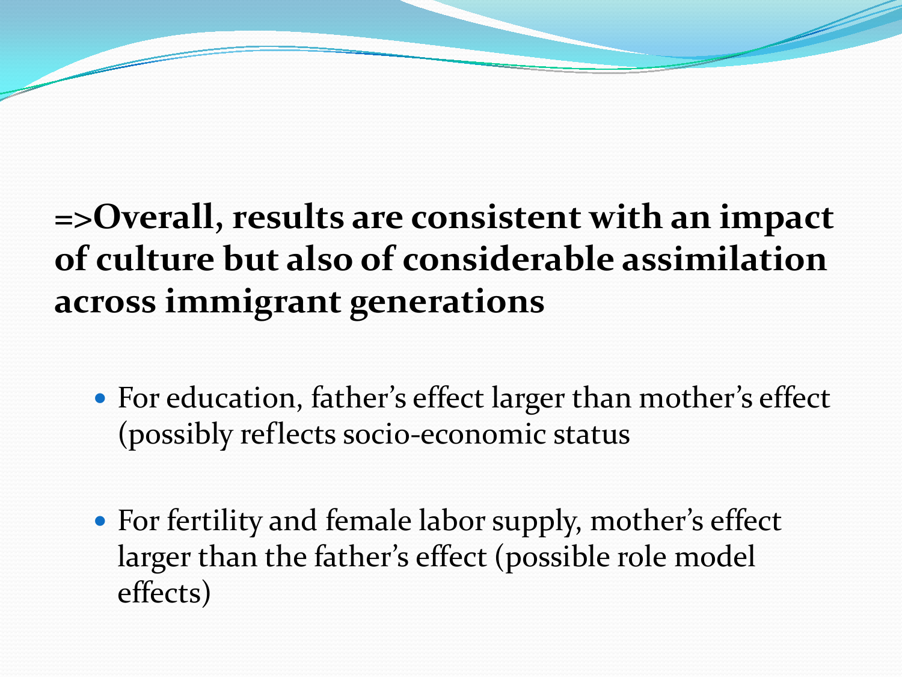**=>Overall, results are consistent with an impact of culture but also of considerable assimilation across immigrant generations**

- For education, father's effect larger than mother's effect (possibly reflects socio-economic status

- For fertility and female labor supply, mother's effect larger than the father's effect (possible role model effects)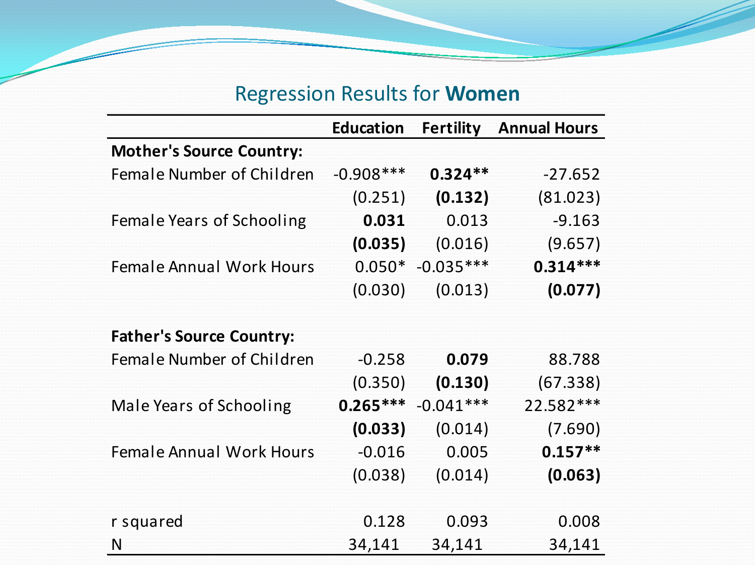## Regression Results for **Women**

| | Education | Fertility | Annual Hours |
|---|---|---|---|
| **Mother's Source Country:** | | | |
| Female Number of Children | -0.908*** | **0.324**** | -27.652 |
| | (0.251) | **(0.132)** | (81.023) |
| Female Years of Schooling | **0.031** | 0.013 | -9.163 |
| | **(0.035)** | (0.016) | (9.657) |
| Female Annual Work Hours | 0.050* | -0.035*** | **0.314***** |
| | (0.030) | (0.013) | **(0.077)** |
| | | | |
| **Father's Source Country:** | | | |
| Female Number of Children | -0.258 | **0.079** | 88.788 |
| | (0.350) | **(0.130)** | (67.338) |
| Male Years of Schooling | **0.265***** | -0.041*** | 22.582*** |
| | **(0.033)** | (0.014) | (7.690) |
| Female Annual Work Hours | -0.016 | 0.005 | **0.157**** |
| | (0.038) | (0.014) | **(0.063)** |
| | | | |
| r squared | 0.128 | 0.093 | 0.008 |
| N | 34,141 | 34,141 | 34,141 |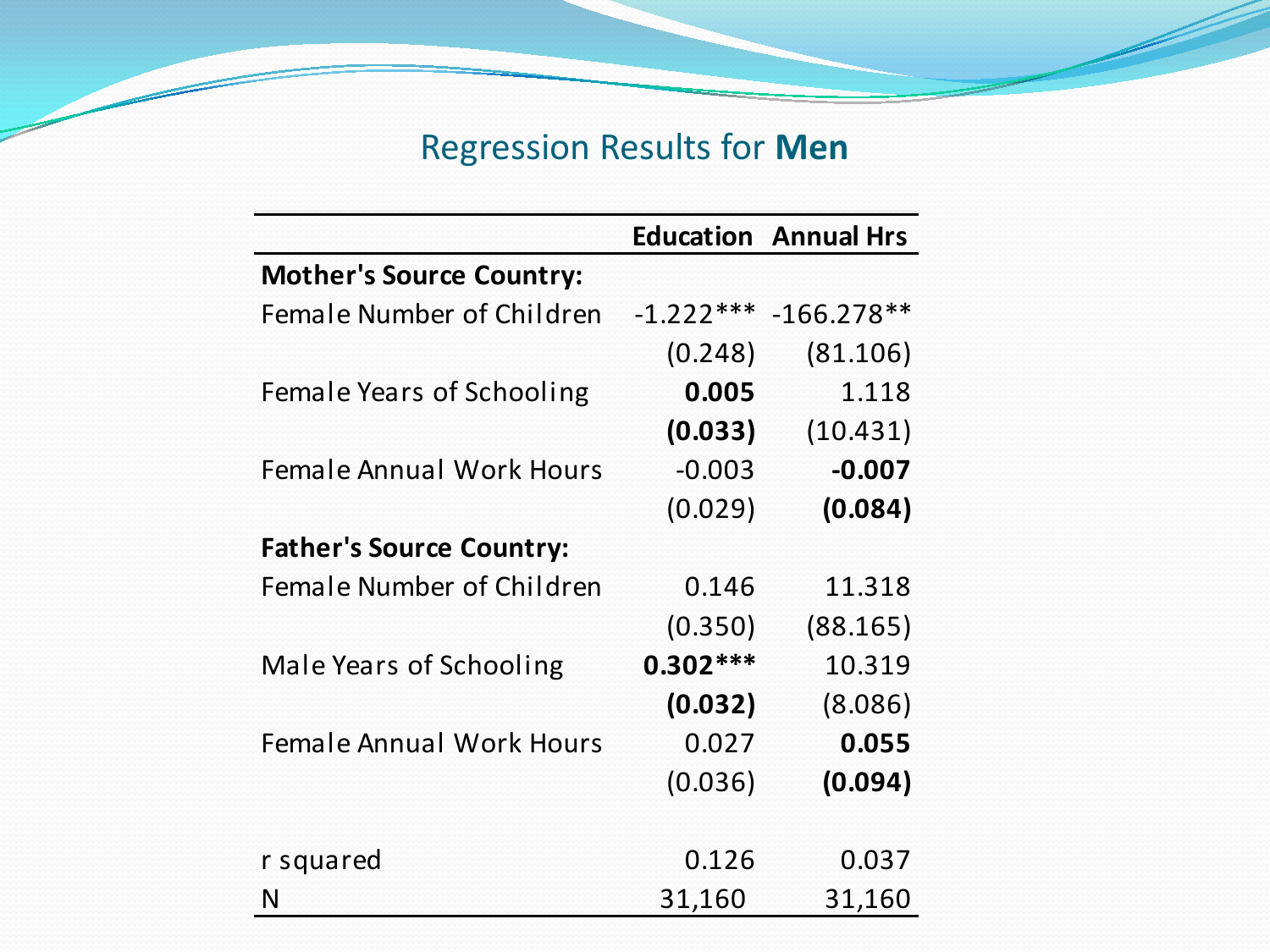## Regression Results for **Men**

| | Education | Annual Hrs |
|---|---|---|
| **Mother's Source Country:** | | |
| Female Number of Children | -1.222*** | -166.278** |
| | (0.248) | (81.106) |
| Female Years of Schooling | **0.005** | 1.118 |
| | **(0.033)** | (10.431) |
| Female Annual Work Hours | -0.003 | **-0.007** |
| | (0.029) | **(0.084)** |
| **Father's Source Country:** | | |
| Female Number of Children | 0.146 | 11.318 |
| | (0.350) | (88.165) |
| Male Years of Schooling | **0.302*** ** | 10.319 |
| | **(0.032)** | (8.086) |
| Female Annual Work Hours | 0.027 | **0.055** |
| | (0.036) | **(0.094)** |
| | | |
| r squared | 0.126 | 0.037 |
| N | 31,160 | 31,160 |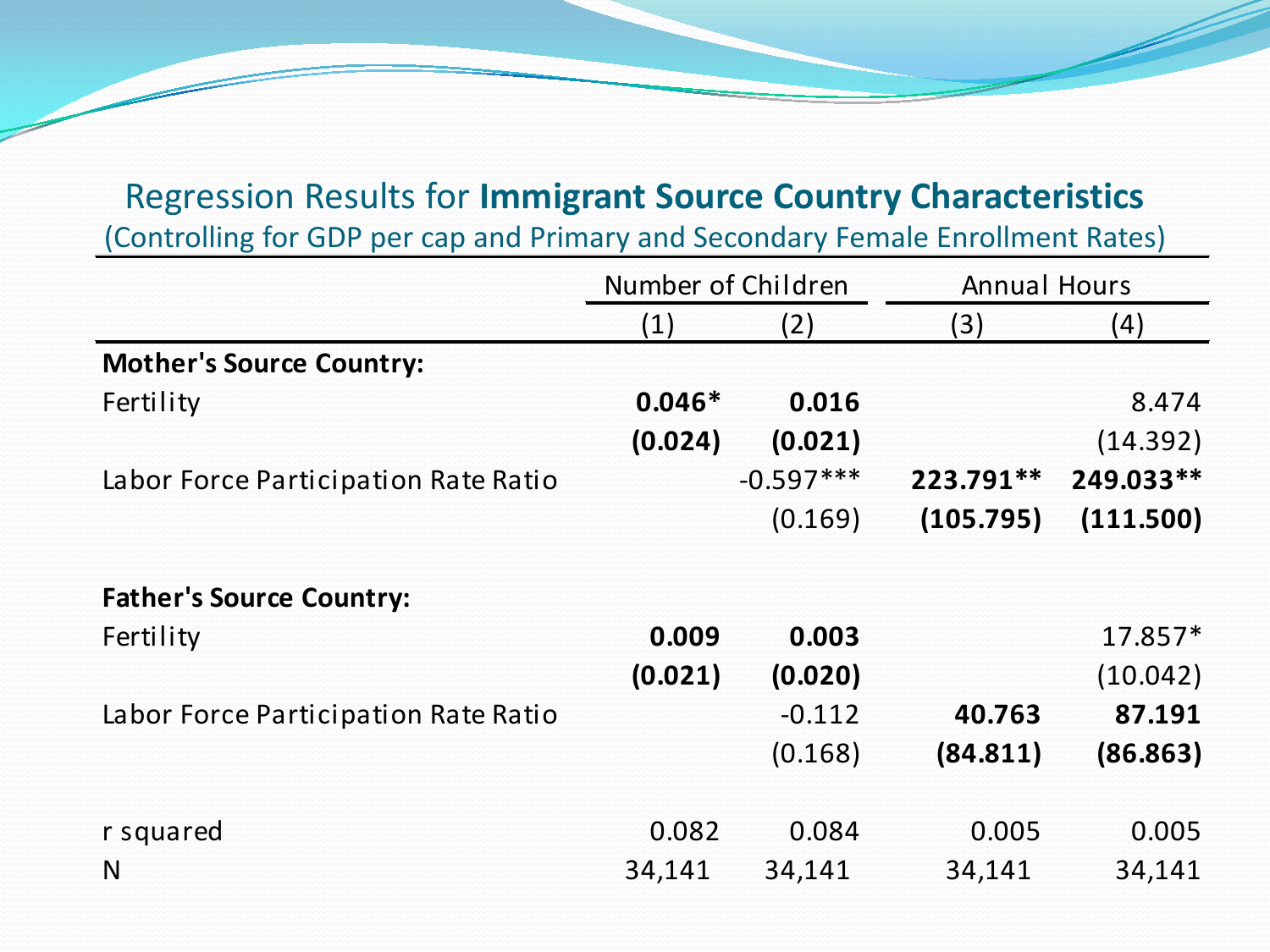## Regression Results for **Immigrant Source Country Characteristics**

(Controlling for GDP per cap and Primary and Secondary Female Enrollment Rates)

| | Number of Children | | Annual Hours | |
|---|---|---|---|---|
| | (1) | (2) | (3) | (4) |
| **Mother's Source Country:** | | | | |
| Fertility | **0.046*** | **0.016** | | 8.474 |
| | **(0.024)** | **(0.021)** | | (14.392) |
| Labor Force Participation Rate Ratio | | -0.597*** | **223.791**** | **249.033**** |
| | | (0.169) | **(105.795)** | **(111.500)** |
| **Father's Source Country:** | | | | |
| Fertility | **0.009** | **0.003** | | 17.857* |
| | **(0.021)** | **(0.020)** | | (10.042) |
| Labor Force Participation Rate Ratio | | -0.112 | **40.763** | **87.191** |
| | | (0.168) | **(84.811)** | **(86.863)** |
| r squared | 0.082 | 0.084 | 0.005 | 0.005 |
| N | 34,141 | 34,141 | 34,141 | 34,141 |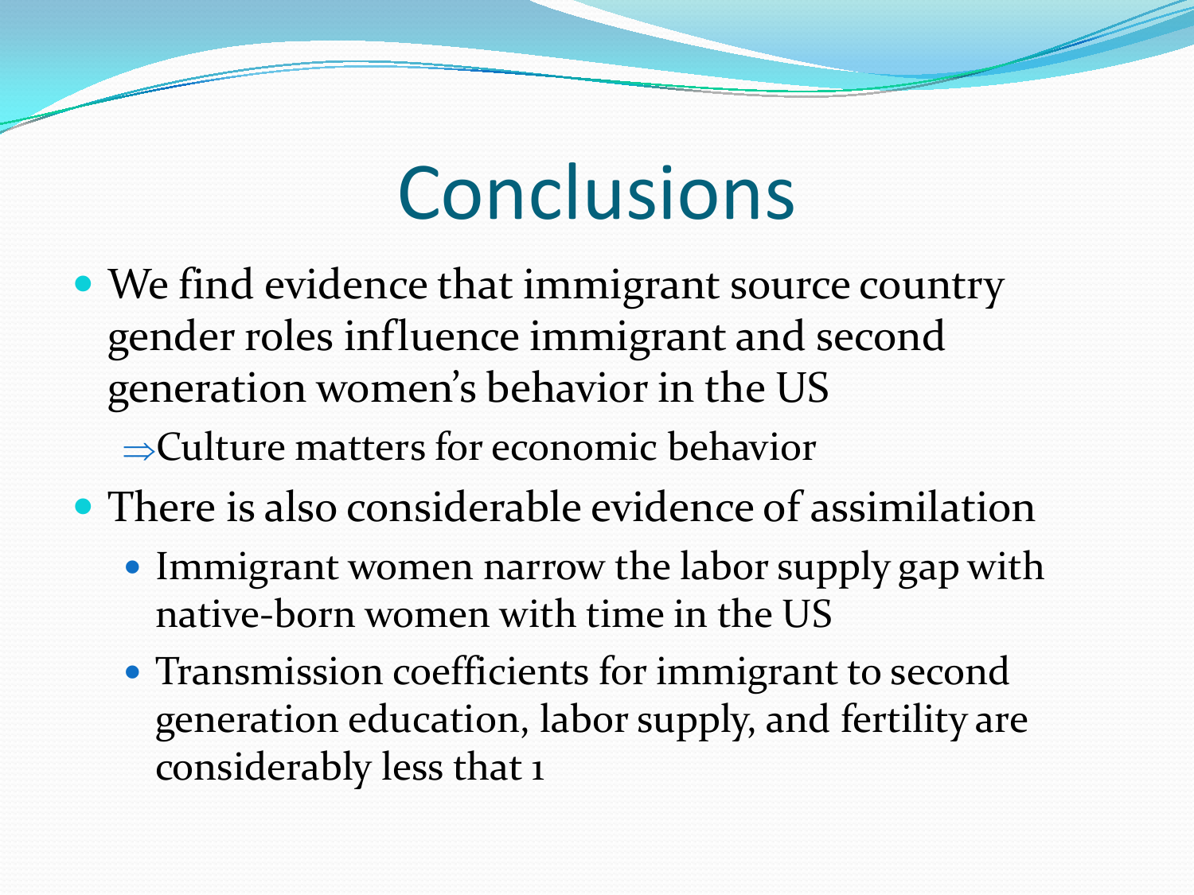# Conclusions

- We find evidence that immigrant source country gender roles influence immigrant and second generation women's behavior in the US
  - $\Rightarrow$Culture matters for economic behavior
- There is also considerable evidence of assimilation
  - Immigrant women narrow the labor supply gap with native-born women with time in the US
  - Transmission coefficients for immigrant to second generation education, labor supply, and fertility are considerably less that 1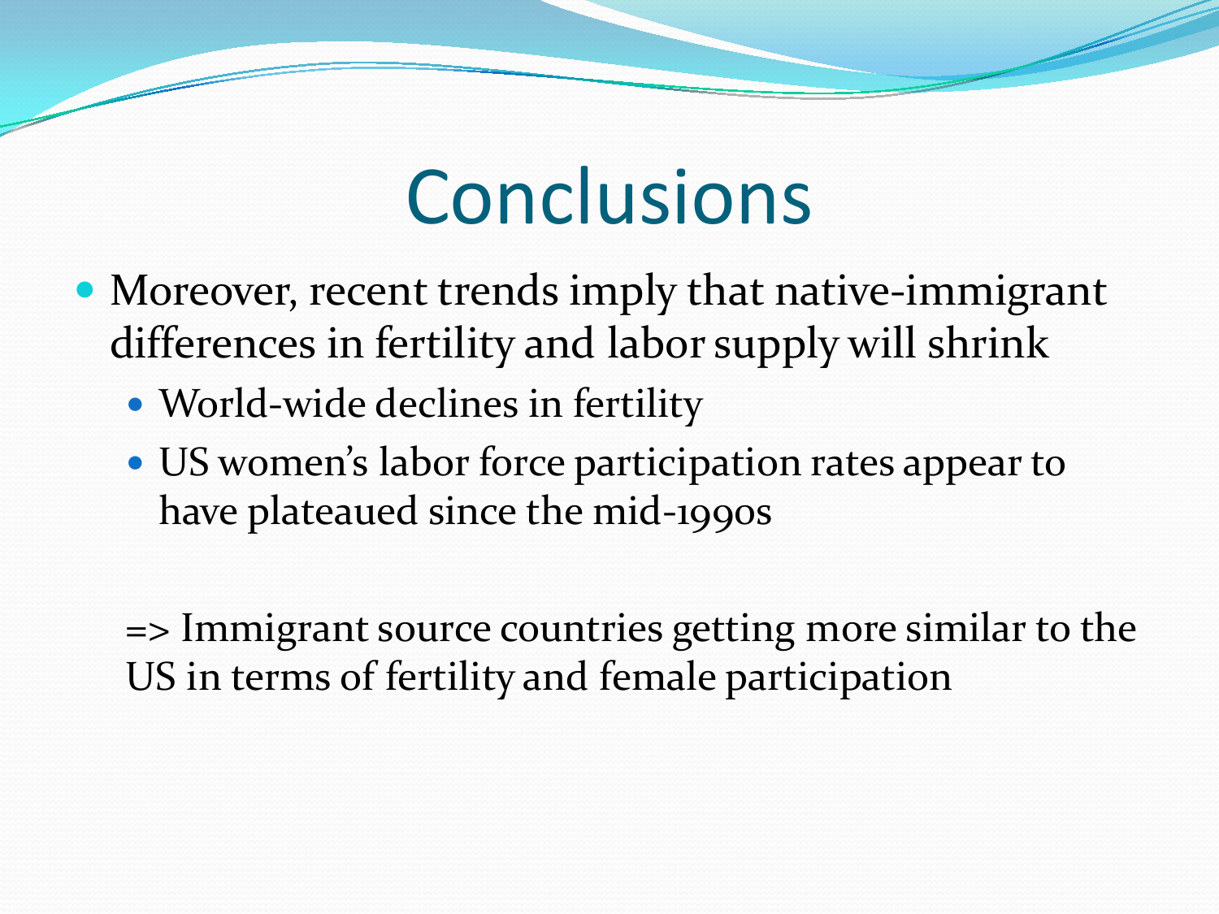# Conclusions

- Moreover, recent trends imply that native-immigrant differences in fertility and labor supply will shrink
  - World-wide declines in fertility
  - US women's labor force participation rates appear to have plateaued since the mid-1990s

=> Immigrant source countries getting more similar to the US in terms of fertility and female participation